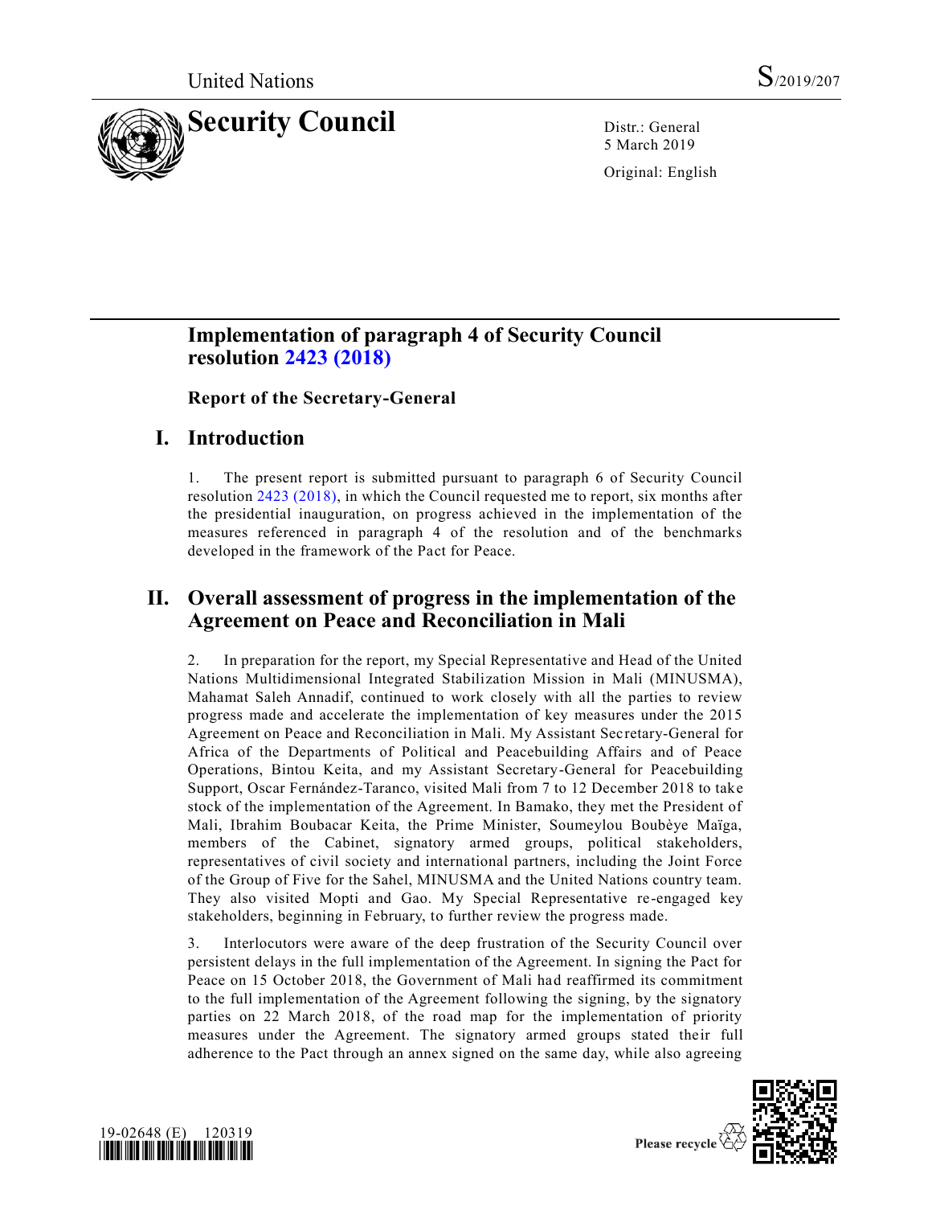United Nations S/2019/207

# Security Council

Distr.: General
5 March 2019

Original: English

## Implementation of paragraph 4 of Security Council resolution 2423 (2018)

### Report of the Secretary-General

## I. Introduction

1. The present report is submitted pursuant to paragraph 6 of Security Council resolution 2423 (2018), in which the Council requested me to report, six months after the presidential inauguration, on progress achieved in the implementation of the measures referenced in paragraph 4 of the resolution and of the benchmarks developed in the framework of the Pact for Peace.

## II. Overall assessment of progress in the implementation of the Agreement on Peace and Reconciliation in Mali

2. In preparation for the report, my Special Representative and Head of the United Nations Multidimensional Integrated Stabilization Mission in Mali (MINUSMA), Mahamat Saleh Annadif, continued to work closely with all the parties to review progress made and accelerate the implementation of key measures under the 2015 Agreement on Peace and Reconciliation in Mali. My Assistant Secretary-General for Africa of the Departments of Political and Peacebuilding Affairs and of Peace Operations, Bintou Keita, and my Assistant Secretary-General for Peacebuilding Support, Oscar Fernández-Taranco, visited Mali from 7 to 12 December 2018 to take stock of the implementation of the Agreement. In Bamako, they met the President of Mali, Ibrahim Boubacar Keita, the Prime Minister, Soumeylou Boubèye Maïga, members of the Cabinet, signatory armed groups, political stakeholders, representatives of civil society and international partners, including the Joint Force of the Group of Five for the Sahel, MINUSMA and the United Nations country team. They also visited Mopti and Gao. My Special Representative re-engaged key stakeholders, beginning in February, to further review the progress made.

3. Interlocutors were aware of the deep frustration of the Security Council over persistent delays in the full implementation of the Agreement. In signing the Pact for Peace on 15 October 2018, the Government of Mali had reaffirmed its commitment to the full implementation of the Agreement following the signing, by the signatory parties on 22 March 2018, of the road map for the implementation of priority measures under the Agreement. The signatory armed groups stated their full adherence to the Pact through an annex signed on the same day, while also agreeing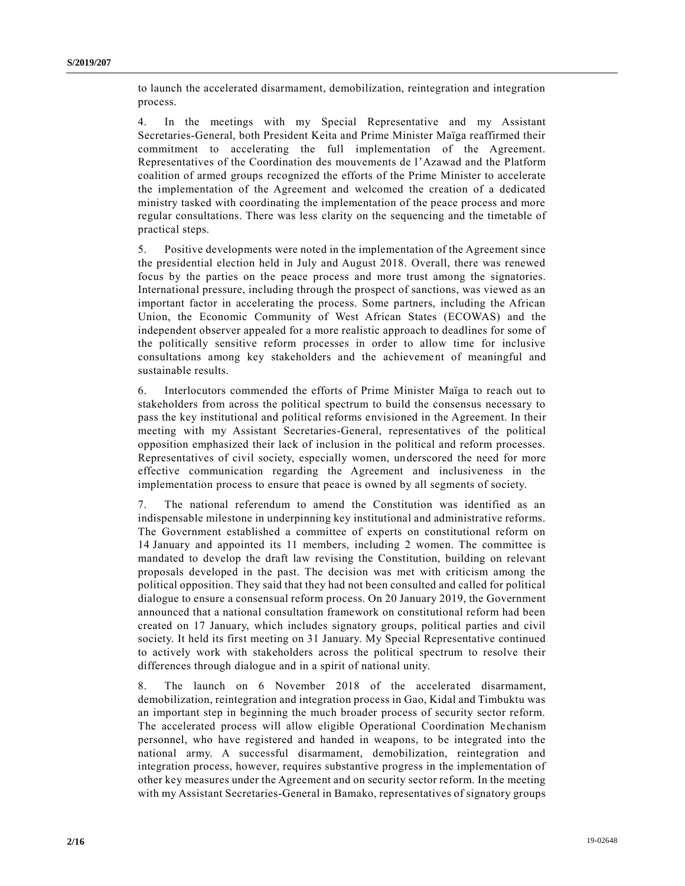to launch the accelerated disarmament, demobilization, reintegration and integration process.

4. In the meetings with my Special Representative and my Assistant Secretaries-General, both President Keita and Prime Minister Maïga reaffirmed their commitment to accelerating the full implementation of the Agreement. Representatives of the Coordination des mouvements de l'Azawad and the Platform coalition of armed groups recognized the efforts of the Prime Minister to accelerate the implementation of the Agreement and welcomed the creation of a dedicated ministry tasked with coordinating the implementation of the peace process and more regular consultations. There was less clarity on the sequencing and the timetable of practical steps.

5. Positive developments were noted in the implementation of the Agreement since the presidential election held in July and August 2018. Overall, there was renewed focus by the parties on the peace process and more trust among the signatories. International pressure, including through the prospect of sanctions, was viewed as an important factor in accelerating the process. Some partners, including the African Union, the Economic Community of West African States (ECOWAS) and the independent observer appealed for a more realistic approach to deadlines for some of the politically sensitive reform processes in order to allow time for inclusive consultations among key stakeholders and the achievement of meaningful and sustainable results.

6. Interlocutors commended the efforts of Prime Minister Maïga to reach out to stakeholders from across the political spectrum to build the consensus necessary to pass the key institutional and political reforms envisioned in the Agreement. In their meeting with my Assistant Secretaries-General, representatives of the political opposition emphasized their lack of inclusion in the political and reform processes. Representatives of civil society, especially women, underscored the need for more effective communication regarding the Agreement and inclusiveness in the implementation process to ensure that peace is owned by all segments of society.

7. The national referendum to amend the Constitution was identified as an indispensable milestone in underpinning key institutional and administrative reforms. The Government established a committee of experts on constitutional reform on 14 January and appointed its 11 members, including 2 women. The committee is mandated to develop the draft law revising the Constitution, building on relevant proposals developed in the past. The decision was met with criticism among the political opposition. They said that they had not been consulted and called for political dialogue to ensure a consensual reform process. On 20 January 2019, the Government announced that a national consultation framework on constitutional reform had been created on 17 January, which includes signatory groups, political parties and civil society. It held its first meeting on 31 January. My Special Representative continued to actively work with stakeholders across the political spectrum to resolve their differences through dialogue and in a spirit of national unity.

8. The launch on 6 November 2018 of the accelerated disarmament, demobilization, reintegration and integration process in Gao, Kidal and Timbuktu was an important step in beginning the much broader process of security sector reform. The accelerated process will allow eligible Operational Coordination Mechanism personnel, who have registered and handed in weapons, to be integrated into the national army. A successful disarmament, demobilization, reintegration and integration process, however, requires substantive progress in the implementation of other key measures under the Agreement and on security sector reform. In the meeting with my Assistant Secretaries-General in Bamako, representatives of signatory groups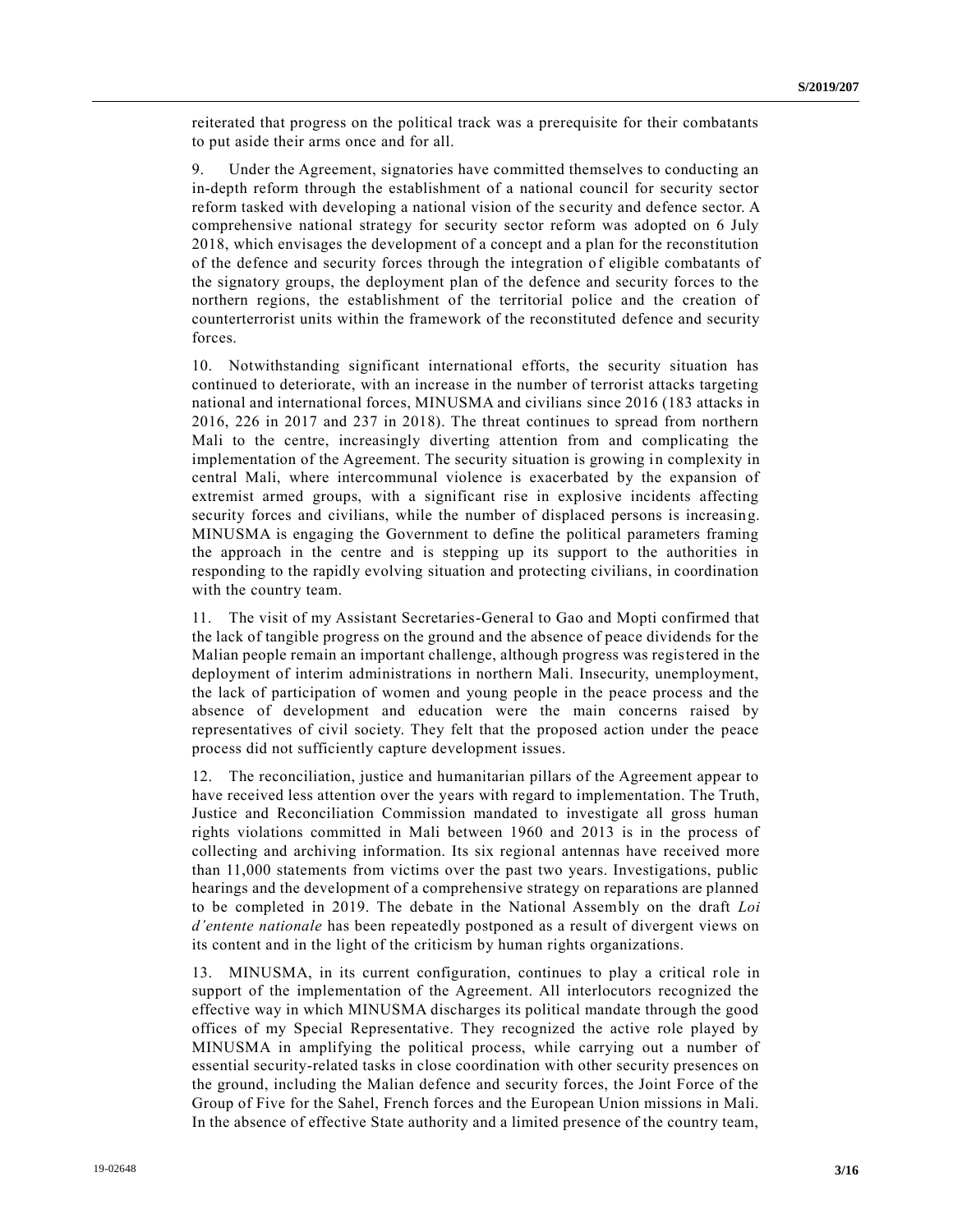reiterated that progress on the political track was a prerequisite for their combatants to put aside their arms once and for all.

9. Under the Agreement, signatories have committed themselves to conducting an in-depth reform through the establishment of a national council for security sector reform tasked with developing a national vision of the security and defence sector. A comprehensive national strategy for security sector reform was adopted on 6 July 2018, which envisages the development of a concept and a plan for the reconstitution of the defence and security forces through the integration of eligible combatants of the signatory groups, the deployment plan of the defence and security forces to the northern regions, the establishment of the territorial police and the creation of counterterrorist units within the framework of the reconstituted defence and security forces.

10. Notwithstanding significant international efforts, the security situation has continued to deteriorate, with an increase in the number of terrorist attacks targeting national and international forces, MINUSMA and civilians since 2016 (183 attacks in 2016, 226 in 2017 and 237 in 2018). The threat continues to spread from northern Mali to the centre, increasingly diverting attention from and complicating the implementation of the Agreement. The security situation is growing in complexity in central Mali, where intercommunal violence is exacerbated by the expansion of extremist armed groups, with a significant rise in explosive incidents affecting security forces and civilians, while the number of displaced persons is increasing. MINUSMA is engaging the Government to define the political parameters framing the approach in the centre and is stepping up its support to the authorities in responding to the rapidly evolving situation and protecting civilians, in coordination with the country team.

11. The visit of my Assistant Secretaries-General to Gao and Mopti confirmed that the lack of tangible progress on the ground and the absence of peace dividends for the Malian people remain an important challenge, although progress was registered in the deployment of interim administrations in northern Mali. Insecurity, unemployment, the lack of participation of women and young people in the peace process and the absence of development and education were the main concerns raised by representatives of civil society. They felt that the proposed action under the peace process did not sufficiently capture development issues.

12. The reconciliation, justice and humanitarian pillars of the Agreement appear to have received less attention over the years with regard to implementation. The Truth, Justice and Reconciliation Commission mandated to investigate all gross human rights violations committed in Mali between 1960 and 2013 is in the process of collecting and archiving information. Its six regional antennas have received more than 11,000 statements from victims over the past two years. Investigations, public hearings and the development of a comprehensive strategy on reparations are planned to be completed in 2019. The debate in the National Assembly on the draft *Loi d'entente nationale* has been repeatedly postponed as a result of divergent views on its content and in the light of the criticism by human rights organizations.

13. MINUSMA, in its current configuration, continues to play a critical role in support of the implementation of the Agreement. All interlocutors recognized the effective way in which MINUSMA discharges its political mandate through the good offices of my Special Representative. They recognized the active role played by MINUSMA in amplifying the political process, while carrying out a number of essential security-related tasks in close coordination with other security presences on the ground, including the Malian defence and security forces, the Joint Force of the Group of Five for the Sahel, French forces and the European Union missions in Mali. In the absence of effective State authority and a limited presence of the country team,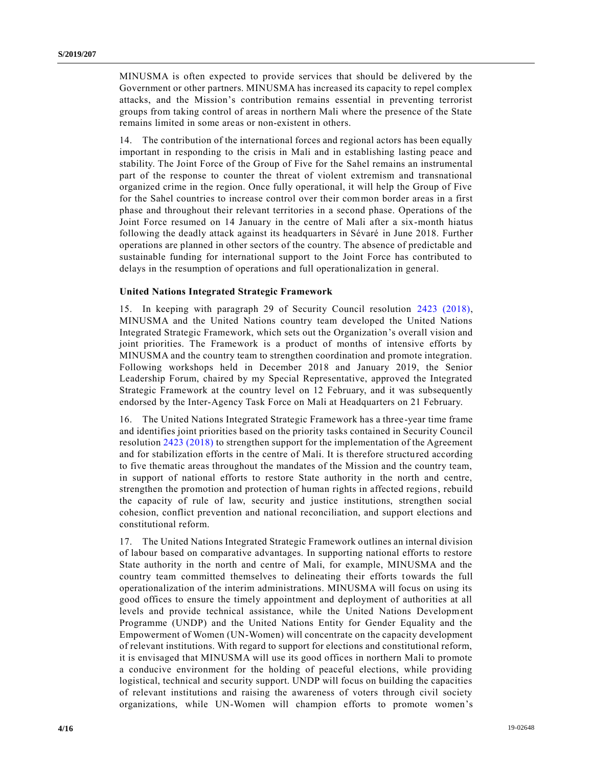MINUSMA is often expected to provide services that should be delivered by the Government or other partners. MINUSMA has increased its capacity to repel complex attacks, and the Mission's contribution remains essential in preventing terrorist groups from taking control of areas in northern Mali where the presence of the State remains limited in some areas or non-existent in others.

14. The contribution of the international forces and regional actors has been equally important in responding to the crisis in Mali and in establishing lasting peace and stability. The Joint Force of the Group of Five for the Sahel remains an instrumental part of the response to counter the threat of violent extremism and transnational organized crime in the region. Once fully operational, it will help the Group of Five for the Sahel countries to increase control over their common border areas in a first phase and throughout their relevant territories in a second phase. Operations of the Joint Force resumed on 14 January in the centre of Mali after a six-month hiatus following the deadly attack against its headquarters in Sévaré in June 2018. Further operations are planned in other sectors of the country. The absence of predictable and sustainable funding for international support to the Joint Force has contributed to delays in the resumption of operations and full operationalization in general.

**United Nations Integrated Strategic Framework**

15. In keeping with paragraph 29 of Security Council resolution 2423 (2018), MINUSMA and the United Nations country team developed the United Nations Integrated Strategic Framework, which sets out the Organization's overall vision and joint priorities. The Framework is a product of months of intensive efforts by MINUSMA and the country team to strengthen coordination and promote integration. Following workshops held in December 2018 and January 2019, the Senior Leadership Forum, chaired by my Special Representative, approved the Integrated Strategic Framework at the country level on 12 February, and it was subsequently endorsed by the Inter-Agency Task Force on Mali at Headquarters on 21 February.

16. The United Nations Integrated Strategic Framework has a three-year time frame and identifies joint priorities based on the priority tasks contained in Security Council resolution 2423 (2018) to strengthen support for the implementation of the Agreement and for stabilization efforts in the centre of Mali. It is therefore structured according to five thematic areas throughout the mandates of the Mission and the country team, in support of national efforts to restore State authority in the north and centre, strengthen the promotion and protection of human rights in affected regions, rebuild the capacity of rule of law, security and justice institutions, strengthen social cohesion, conflict prevention and national reconciliation, and support elections and constitutional reform.

17. The United Nations Integrated Strategic Framework outlines an internal division of labour based on comparative advantages. In supporting national efforts to restore State authority in the north and centre of Mali, for example, MINUSMA and the country team committed themselves to delineating their efforts towards the full operationalization of the interim administrations. MINUSMA will focus on using its good offices to ensure the timely appointment and deployment of authorities at all levels and provide technical assistance, while the United Nations Development Programme (UNDP) and the United Nations Entity for Gender Equality and the Empowerment of Women (UN-Women) will concentrate on the capacity development of relevant institutions. With regard to support for elections and constitutional reform, it is envisaged that MINUSMA will use its good offices in northern Mali to promote a conducive environment for the holding of peaceful elections, while providing logistical, technical and security support. UNDP will focus on building the capacities of relevant institutions and raising the awareness of voters through civil society organizations, while UN-Women will champion efforts to promote women's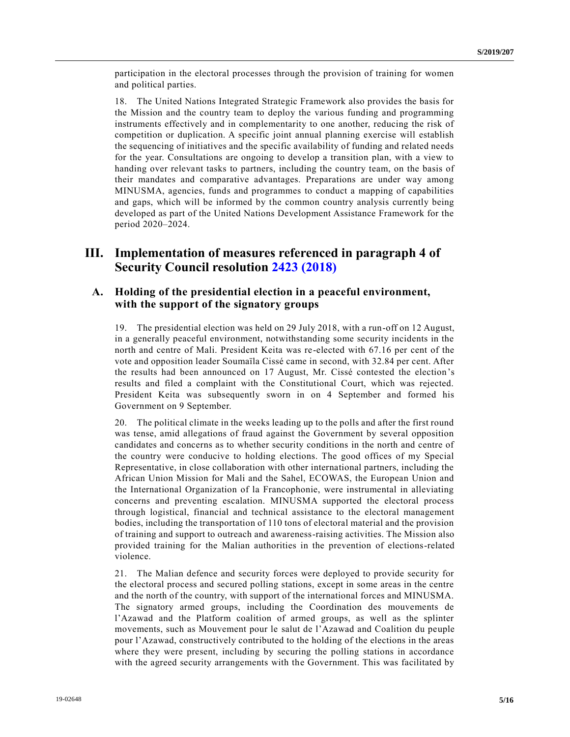participation in the electoral processes through the provision of training for women and political parties.

18. The United Nations Integrated Strategic Framework also provides the basis for the Mission and the country team to deploy the various funding and programming instruments effectively and in complementarity to one another, reducing the risk of competition or duplication. A specific joint annual planning exercise will establish the sequencing of initiatives and the specific availability of funding and related needs for the year. Consultations are ongoing to develop a transition plan, with a view to handing over relevant tasks to partners, including the country team, on the basis of their mandates and comparative advantages. Preparations are under way among MINUSMA, agencies, funds and programmes to conduct a mapping of capabilities and gaps, which will be informed by the common country analysis currently being developed as part of the United Nations Development Assistance Framework for the period 2020–2024.

# III. Implementation of measures referenced in paragraph 4 of Security Council resolution 2423 (2018)

## A. Holding of the presidential election in a peaceful environment, with the support of the signatory groups

19. The presidential election was held on 29 July 2018, with a run-off on 12 August, in a generally peaceful environment, notwithstanding some security incidents in the north and centre of Mali. President Keita was re-elected with 67.16 per cent of the vote and opposition leader Soumaïla Cissé came in second, with 32.84 per cent. After the results had been announced on 17 August, Mr. Cissé contested the election's results and filed a complaint with the Constitutional Court, which was rejected. President Keita was subsequently sworn in on 4 September and formed his Government on 9 September.

20. The political climate in the weeks leading up to the polls and after the first round was tense, amid allegations of fraud against the Government by several opposition candidates and concerns as to whether security conditions in the north and centre of the country were conducive to holding elections. The good offices of my Special Representative, in close collaboration with other international partners, including the African Union Mission for Mali and the Sahel, ECOWAS, the European Union and the International Organization of la Francophonie, were instrumental in alleviating concerns and preventing escalation. MINUSMA supported the electoral process through logistical, financial and technical assistance to the electoral management bodies, including the transportation of 110 tons of electoral material and the provision of training and support to outreach and awareness-raising activities. The Mission also provided training for the Malian authorities in the prevention of elections-related violence.

21. The Malian defence and security forces were deployed to provide security for the electoral process and secured polling stations, except in some areas in the centre and the north of the country, with support of the international forces and MINUSMA. The signatory armed groups, including the Coordination des mouvements de l'Azawad and the Platform coalition of armed groups, as well as the splinter movements, such as Mouvement pour le salut de l'Azawad and Coalition du peuple pour l'Azawad, constructively contributed to the holding of the elections in the areas where they were present, including by securing the polling stations in accordance with the agreed security arrangements with the Government. This was facilitated by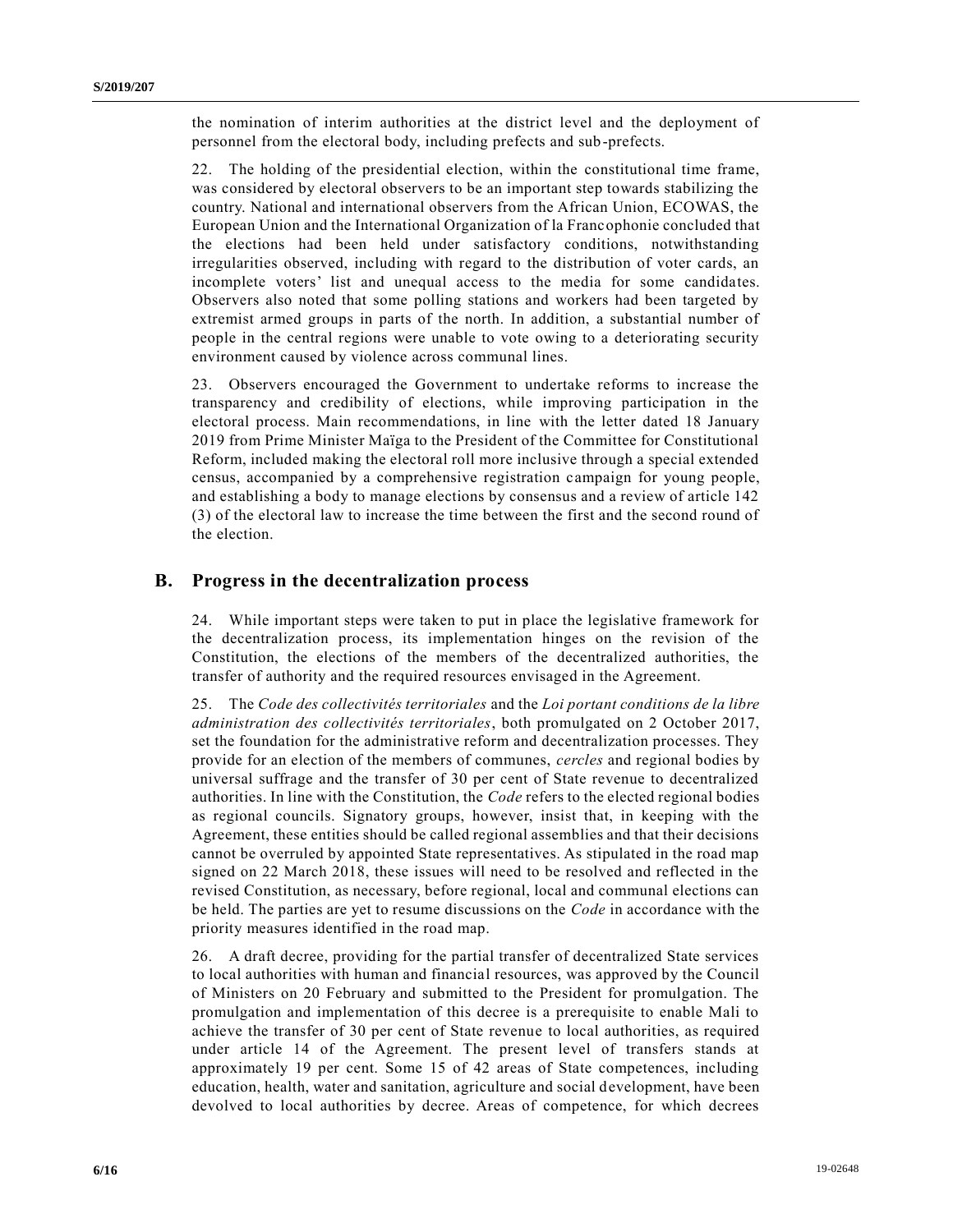the nomination of interim authorities at the district level and the deployment of personnel from the electoral body, including prefects and sub-prefects.

22. The holding of the presidential election, within the constitutional time frame, was considered by electoral observers to be an important step towards stabilizing the country. National and international observers from the African Union, ECOWAS, the European Union and the International Organization of la Francophonie concluded that the elections had been held under satisfactory conditions, notwithstanding irregularities observed, including with regard to the distribution of voter cards, an incomplete voters' list and unequal access to the media for some candidates. Observers also noted that some polling stations and workers had been targeted by extremist armed groups in parts of the north. In addition, a substantial number of people in the central regions were unable to vote owing to a deteriorating security environment caused by violence across communal lines.

23. Observers encouraged the Government to undertake reforms to increase the transparency and credibility of elections, while improving participation in the electoral process. Main recommendations, in line with the letter dated 18 January 2019 from Prime Minister Maïga to the President of the Committee for Constitutional Reform, included making the electoral roll more inclusive through a special extended census, accompanied by a comprehensive registration campaign for young people, and establishing a body to manage elections by consensus and a review of article 142 (3) of the electoral law to increase the time between the first and the second round of the election.

## B. Progress in the decentralization process

24. While important steps were taken to put in place the legislative framework for the decentralization process, its implementation hinges on the revision of the Constitution, the elections of the members of the decentralized authorities, the transfer of authority and the required resources envisaged in the Agreement.

25. The *Code des collectivités territoriales* and the *Loi portant conditions de la libre administration des collectivités territoriales*, both promulgated on 2 October 2017, set the foundation for the administrative reform and decentralization processes. They provide for an election of the members of communes, *cercles* and regional bodies by universal suffrage and the transfer of 30 per cent of State revenue to decentralized authorities. In line with the Constitution, the *Code* refers to the elected regional bodies as regional councils. Signatory groups, however, insist that, in keeping with the Agreement, these entities should be called regional assemblies and that their decisions cannot be overruled by appointed State representatives. As stipulated in the road map signed on 22 March 2018, these issues will need to be resolved and reflected in the revised Constitution, as necessary, before regional, local and communal elections can be held. The parties are yet to resume discussions on the *Code* in accordance with the priority measures identified in the road map.

26. A draft decree, providing for the partial transfer of decentralized State services to local authorities with human and financial resources, was approved by the Council of Ministers on 20 February and submitted to the President for promulgation. The promulgation and implementation of this decree is a prerequisite to enable Mali to achieve the transfer of 30 per cent of State revenue to local authorities, as required under article 14 of the Agreement. The present level of transfers stands at approximately 19 per cent. Some 15 of 42 areas of State competences, including education, health, water and sanitation, agriculture and social development, have been devolved to local authorities by decree. Areas of competence, for which decrees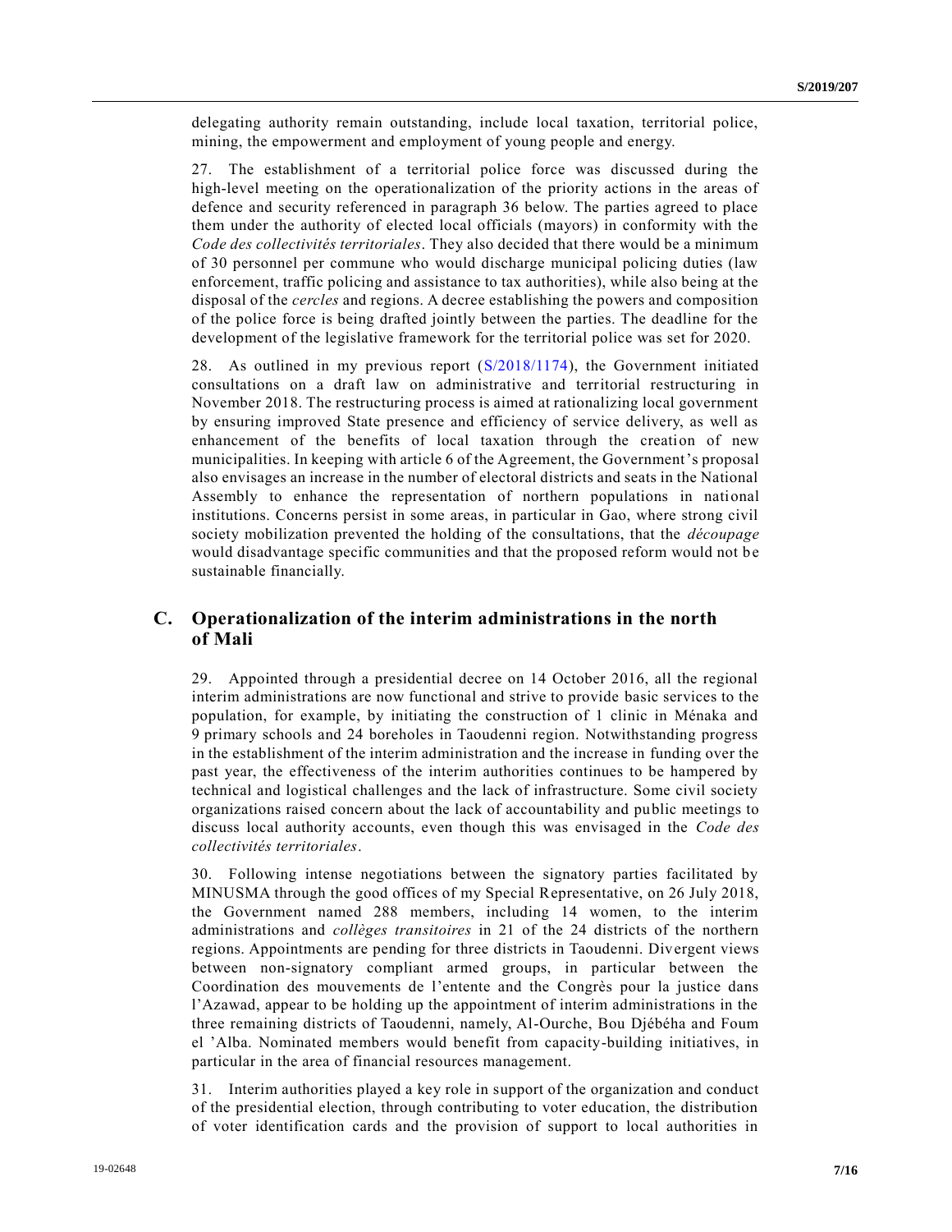delegating authority remain outstanding, include local taxation, territorial police, mining, the empowerment and employment of young people and energy.

27. The establishment of a territorial police force was discussed during the high-level meeting on the operationalization of the priority actions in the areas of defence and security referenced in paragraph 36 below. The parties agreed to place them under the authority of elected local officials (mayors) in conformity with the *Code des collectivités territoriales*. They also decided that there would be a minimum of 30 personnel per commune who would discharge municipal policing duties (law enforcement, traffic policing and assistance to tax authorities), while also being at the disposal of the *cercles* and regions. A decree establishing the powers and composition of the police force is being drafted jointly between the parties. The deadline for the development of the legislative framework for the territorial police was set for 2020.

28. As outlined in my previous report (S/2018/1174), the Government initiated consultations on a draft law on administrative and territorial restructuring in November 2018. The restructuring process is aimed at rationalizing local government by ensuring improved State presence and efficiency of service delivery, as well as enhancement of the benefits of local taxation through the creation of new municipalities. In keeping with article 6 of the Agreement, the Government's proposal also envisages an increase in the number of electoral districts and seats in the National Assembly to enhance the representation of northern populations in national institutions. Concerns persist in some areas, in particular in Gao, where strong civil society mobilization prevented the holding of the consultations, that the *découpage* would disadvantage specific communities and that the proposed reform would not be sustainable financially.

## C. Operationalization of the interim administrations in the north of Mali

29. Appointed through a presidential decree on 14 October 2016, all the regional interim administrations are now functional and strive to provide basic services to the population, for example, by initiating the construction of 1 clinic in Ménaka and 9 primary schools and 24 boreholes in Taoudenni region. Notwithstanding progress in the establishment of the interim administration and the increase in funding over the past year, the effectiveness of the interim authorities continues to be hampered by technical and logistical challenges and the lack of infrastructure. Some civil society organizations raised concern about the lack of accountability and public meetings to discuss local authority accounts, even though this was envisaged in the *Code des collectivités territoriales*.

30. Following intense negotiations between the signatory parties facilitated by MINUSMA through the good offices of my Special Representative, on 26 July 2018, the Government named 288 members, including 14 women, to the interim administrations and *collèges transitoires* in 21 of the 24 districts of the northern regions. Appointments are pending for three districts in Taoudenni. Divergent views between non-signatory compliant armed groups, in particular between the Coordination des mouvements de l'entente and the Congrès pour la justice dans l'Azawad, appear to be holding up the appointment of interim administrations in the three remaining districts of Taoudenni, namely, Al-Ourche, Bou Djébéha and Foum el 'Alba. Nominated members would benefit from capacity-building initiatives, in particular in the area of financial resources management.

31. Interim authorities played a key role in support of the organization and conduct of the presidential election, through contributing to voter education, the distribution of voter identification cards and the provision of support to local authorities in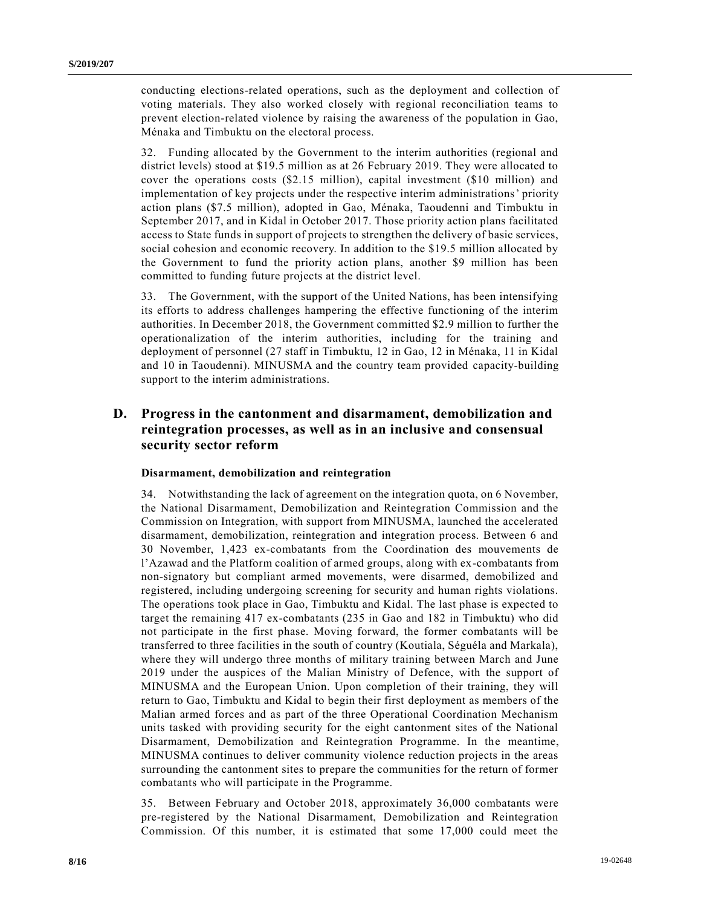conducting elections-related operations, such as the deployment and collection of voting materials. They also worked closely with regional reconciliation teams to prevent election-related violence by raising the awareness of the population in Gao, Ménaka and Timbuktu on the electoral process.

32. Funding allocated by the Government to the interim authorities (regional and district levels) stood at $19.5 million as at 26 February 2019. They were allocated to cover the operations costs ($2.15 million), capital investment ($10 million) and implementation of key projects under the respective interim administrations' priority action plans ($7.5 million), adopted in Gao, Ménaka, Taoudenni and Timbuktu in September 2017, and in Kidal in October 2017. Those priority action plans facilitated access to State funds in support of projects to strengthen the delivery of basic services, social cohesion and economic recovery. In addition to the $19.5 million allocated by the Government to fund the priority action plans, another $9 million has been committed to funding future projects at the district level.

33. The Government, with the support of the United Nations, has been intensifying its efforts to address challenges hampering the effective functioning of the interim authorities. In December 2018, the Government committed $2.9 million to further the operationalization of the interim authorities, including for the training and deployment of personnel (27 staff in Timbuktu, 12 in Gao, 12 in Ménaka, 11 in Kidal and 10 in Taoudenni). MINUSMA and the country team provided capacity-building support to the interim administrations.

## D. Progress in the cantonment and disarmament, demobilization and reintegration processes, as well as in an inclusive and consensual security sector reform

### Disarmament, demobilization and reintegration

34. Notwithstanding the lack of agreement on the integration quota, on 6 November, the National Disarmament, Demobilization and Reintegration Commission and the Commission on Integration, with support from MINUSMA, launched the accelerated disarmament, demobilization, reintegration and integration process. Between 6 and 30 November, 1,423 ex-combatants from the Coordination des mouvements de l'Azawad and the Platform coalition of armed groups, along with ex-combatants from non-signatory but compliant armed movements, were disarmed, demobilized and registered, including undergoing screening for security and human rights violations. The operations took place in Gao, Timbuktu and Kidal. The last phase is expected to target the remaining 417 ex-combatants (235 in Gao and 182 in Timbuktu) who did not participate in the first phase. Moving forward, the former combatants will be transferred to three facilities in the south of country (Koutiala, Séguéla and Markala), where they will undergo three months of military training between March and June 2019 under the auspices of the Malian Ministry of Defence, with the support of MINUSMA and the European Union. Upon completion of their training, they will return to Gao, Timbuktu and Kidal to begin their first deployment as members of the Malian armed forces and as part of the three Operational Coordination Mechanism units tasked with providing security for the eight cantonment sites of the National Disarmament, Demobilization and Reintegration Programme. In the meantime, MINUSMA continues to deliver community violence reduction projects in the areas surrounding the cantonment sites to prepare the communities for the return of former combatants who will participate in the Programme.

35. Between February and October 2018, approximately 36,000 combatants were pre-registered by the National Disarmament, Demobilization and Reintegration Commission. Of this number, it is estimated that some 17,000 could meet the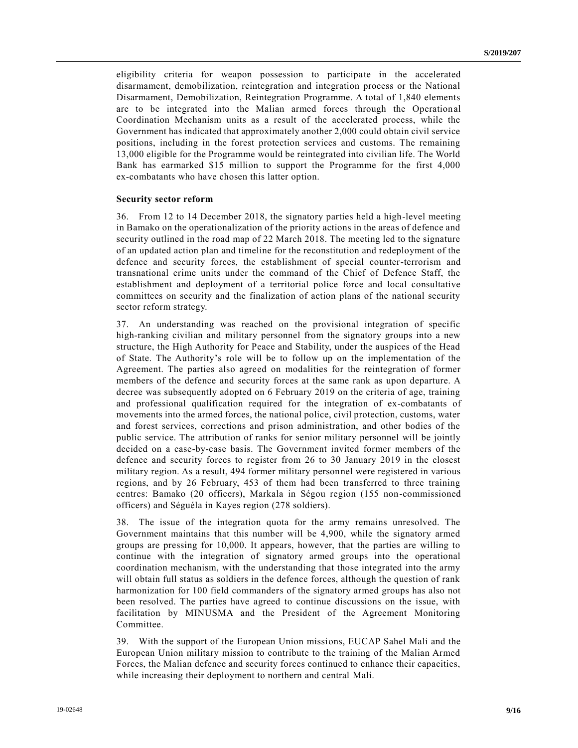eligibility criteria for weapon possession to participate in the accelerated disarmament, demobilization, reintegration and integration process or the National Disarmament, Demobilization, Reintegration Programme. A total of 1,840 elements are to be integrated into the Malian armed forces through the Operational Coordination Mechanism units as a result of the accelerated process, while the Government has indicated that approximately another 2,000 could obtain civil service positions, including in the forest protection services and customs. The remaining 13,000 eligible for the Programme would be reintegrated into civilian life. The World Bank has earmarked $15 million to support the Programme for the first 4,000 ex-combatants who have chosen this latter option.

**Security sector reform**

36. From 12 to 14 December 2018, the signatory parties held a high-level meeting in Bamako on the operationalization of the priority actions in the areas of defence and security outlined in the road map of 22 March 2018. The meeting led to the signature of an updated action plan and timeline for the reconstitution and redeployment of the defence and security forces, the establishment of special counter-terrorism and transnational crime units under the command of the Chief of Defence Staff, the establishment and deployment of a territorial police force and local consultative committees on security and the finalization of action plans of the national security sector reform strategy.

37. An understanding was reached on the provisional integration of specific high-ranking civilian and military personnel from the signatory groups into a new structure, the High Authority for Peace and Stability, under the auspices of the Head of State. The Authority's role will be to follow up on the implementation of the Agreement. The parties also agreed on modalities for the reintegration of former members of the defence and security forces at the same rank as upon departure. A decree was subsequently adopted on 6 February 2019 on the criteria of age, training and professional qualification required for the integration of ex-combatants of movements into the armed forces, the national police, civil protection, customs, water and forest services, corrections and prison administration, and other bodies of the public service. The attribution of ranks for senior military personnel will be jointly decided on a case-by-case basis. The Government invited former members of the defence and security forces to register from 26 to 30 January 2019 in the closest military region. As a result, 494 former military personnel were registered in various regions, and by 26 February, 453 of them had been transferred to three training centres: Bamako (20 officers), Markala in Ségou region (155 non-commissioned officers) and Séguéla in Kayes region (278 soldiers).

38. The issue of the integration quota for the army remains unresolved. The Government maintains that this number will be 4,900, while the signatory armed groups are pressing for 10,000. It appears, however, that the parties are willing to continue with the integration of signatory armed groups into the operational coordination mechanism, with the understanding that those integrated into the army will obtain full status as soldiers in the defence forces, although the question of rank harmonization for 100 field commanders of the signatory armed groups has also not been resolved. The parties have agreed to continue discussions on the issue, with facilitation by MINUSMA and the President of the Agreement Monitoring Committee.

39. With the support of the European Union missions, EUCAP Sahel Mali and the European Union military mission to contribute to the training of the Malian Armed Forces, the Malian defence and security forces continued to enhance their capacities, while increasing their deployment to northern and central Mali.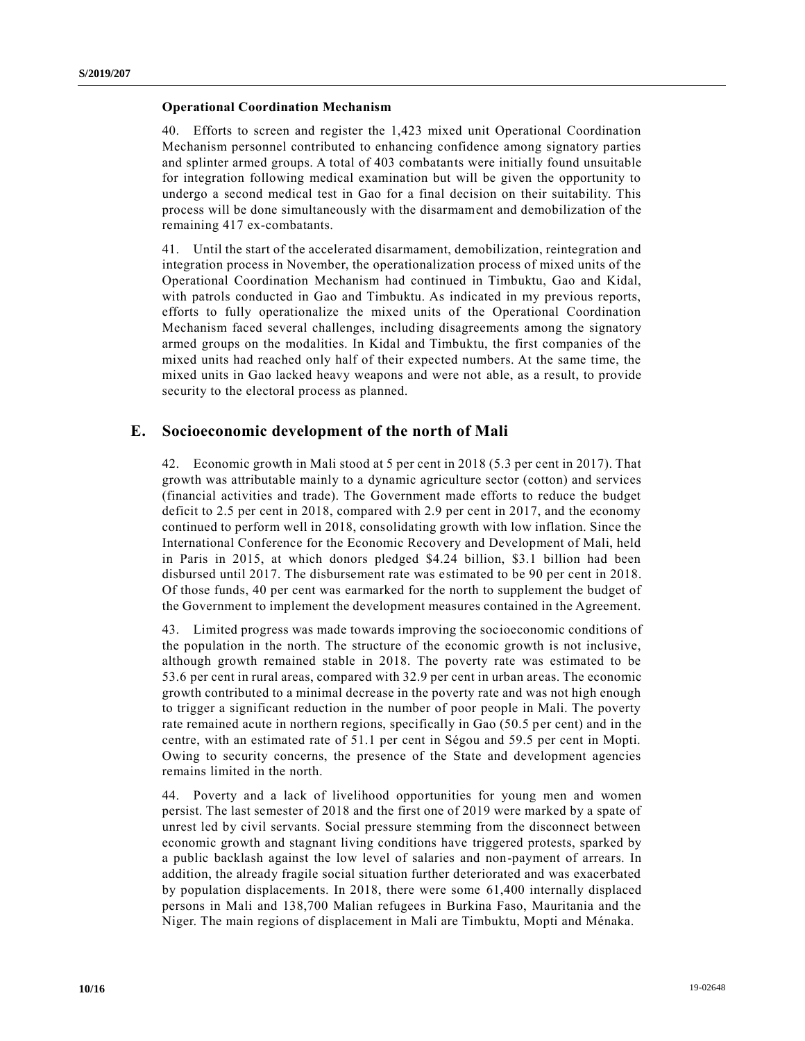### Operational Coordination Mechanism

40. Efforts to screen and register the 1,423 mixed unit Operational Coordination Mechanism personnel contributed to enhancing confidence among signatory parties and splinter armed groups. A total of 403 combatants were initially found unsuitable for integration following medical examination but will be given the opportunity to undergo a second medical test in Gao for a final decision on their suitability. This process will be done simultaneously with the disarmament and demobilization of the remaining 417 ex-combatants.

41. Until the start of the accelerated disarmament, demobilization, reintegration and integration process in November, the operationalization process of mixed units of the Operational Coordination Mechanism had continued in Timbuktu, Gao and Kidal, with patrols conducted in Gao and Timbuktu. As indicated in my previous reports, efforts to fully operationalize the mixed units of the Operational Coordination Mechanism faced several challenges, including disagreements among the signatory armed groups on the modalities. In Kidal and Timbuktu, the first companies of the mixed units had reached only half of their expected numbers. At the same time, the mixed units in Gao lacked heavy weapons and were not able, as a result, to provide security to the electoral process as planned.

## E. Socioeconomic development of the north of Mali

42. Economic growth in Mali stood at 5 per cent in 2018 (5.3 per cent in 2017). That growth was attributable mainly to a dynamic agriculture sector (cotton) and services (financial activities and trade). The Government made efforts to reduce the budget deficit to 2.5 per cent in 2018, compared with 2.9 per cent in 2017, and the economy continued to perform well in 2018, consolidating growth with low inflation. Since the International Conference for the Economic Recovery and Development of Mali, held in Paris in 2015, at which donors pledged $4.24 billion, $3.1 billion had been disbursed until 2017. The disbursement rate was estimated to be 90 per cent in 2018. Of those funds, 40 per cent was earmarked for the north to supplement the budget of the Government to implement the development measures contained in the Agreement.

43. Limited progress was made towards improving the socioeconomic conditions of the population in the north. The structure of the economic growth is not inclusive, although growth remained stable in 2018. The poverty rate was estimated to be 53.6 per cent in rural areas, compared with 32.9 per cent in urban areas. The economic growth contributed to a minimal decrease in the poverty rate and was not high enough to trigger a significant reduction in the number of poor people in Mali. The poverty rate remained acute in northern regions, specifically in Gao (50.5 per cent) and in the centre, with an estimated rate of 51.1 per cent in Ségou and 59.5 per cent in Mopti. Owing to security concerns, the presence of the State and development agencies remains limited in the north.

44. Poverty and a lack of livelihood opportunities for young men and women persist. The last semester of 2018 and the first one of 2019 were marked by a spate of unrest led by civil servants. Social pressure stemming from the disconnect between economic growth and stagnant living conditions have triggered protests, sparked by a public backlash against the low level of salaries and non-payment of arrears. In addition, the already fragile social situation further deteriorated and was exacerbated by population displacements. In 2018, there were some 61,400 internally displaced persons in Mali and 138,700 Malian refugees in Burkina Faso, Mauritania and the Niger. The main regions of displacement in Mali are Timbuktu, Mopti and Ménaka.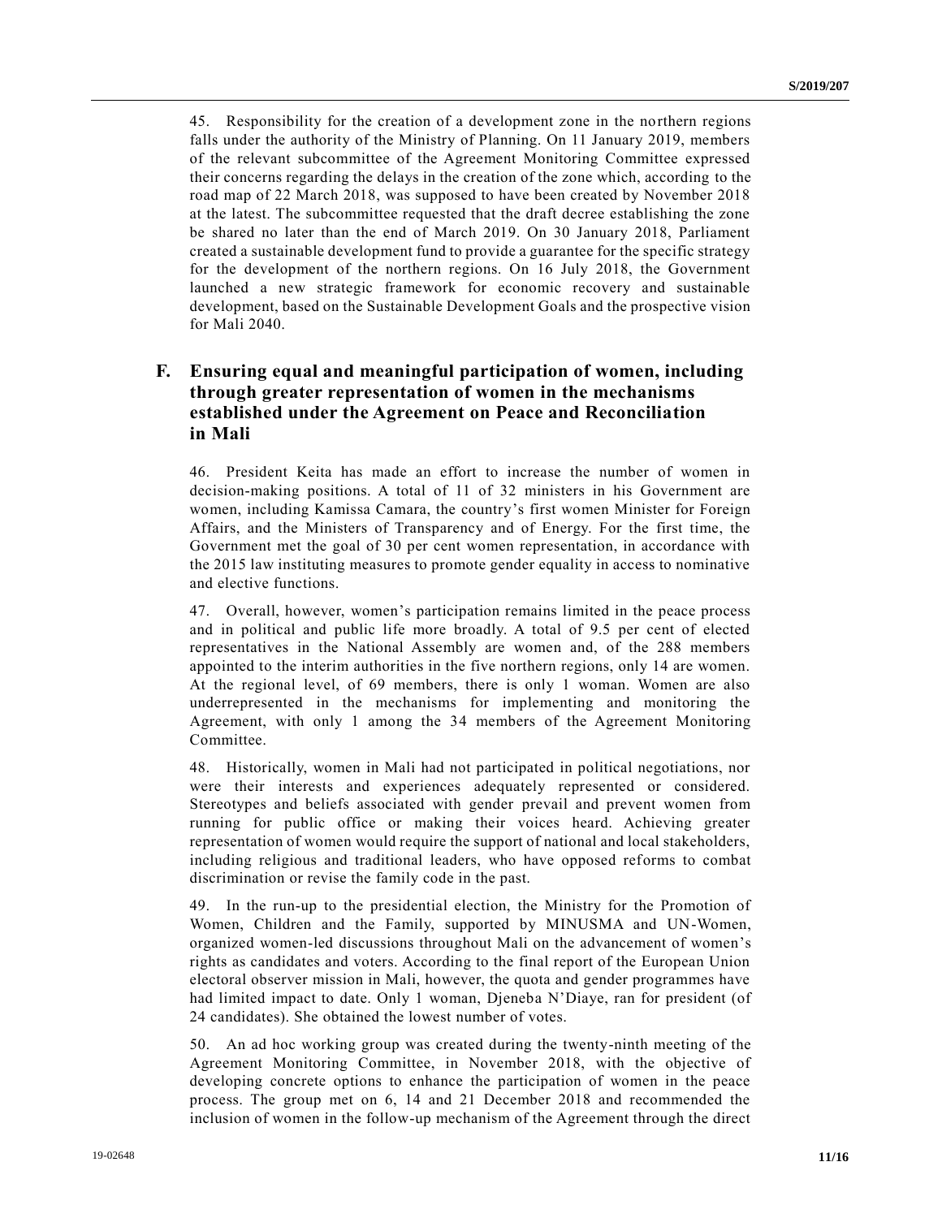45. Responsibility for the creation of a development zone in the northern regions falls under the authority of the Ministry of Planning. On 11 January 2019, members of the relevant subcommittee of the Agreement Monitoring Committee expressed their concerns regarding the delays in the creation of the zone which, according to the road map of 22 March 2018, was supposed to have been created by November 2018 at the latest. The subcommittee requested that the draft decree establishing the zone be shared no later than the end of March 2019. On 30 January 2018, Parliament created a sustainable development fund to provide a guarantee for the specific strategy for the development of the northern regions. On 16 July 2018, the Government launched a new strategic framework for economic recovery and sustainable development, based on the Sustainable Development Goals and the prospective vision for Mali 2040.

## F. Ensuring equal and meaningful participation of women, including through greater representation of women in the mechanisms established under the Agreement on Peace and Reconciliation in Mali

46. President Keita has made an effort to increase the number of women in decision-making positions. A total of 11 of 32 ministers in his Government are women, including Kamissa Camara, the country's first women Minister for Foreign Affairs, and the Ministers of Transparency and of Energy. For the first time, the Government met the goal of 30 per cent women representation, in accordance with the 2015 law instituting measures to promote gender equality in access to nominative and elective functions.

47. Overall, however, women's participation remains limited in the peace process and in political and public life more broadly. A total of 9.5 per cent of elected representatives in the National Assembly are women and, of the 288 members appointed to the interim authorities in the five northern regions, only 14 are women. At the regional level, of 69 members, there is only 1 woman. Women are also underrepresented in the mechanisms for implementing and monitoring the Agreement, with only 1 among the 34 members of the Agreement Monitoring Committee.

48. Historically, women in Mali had not participated in political negotiations, nor were their interests and experiences adequately represented or considered. Stereotypes and beliefs associated with gender prevail and prevent women from running for public office or making their voices heard. Achieving greater representation of women would require the support of national and local stakeholders, including religious and traditional leaders, who have opposed reforms to combat discrimination or revise the family code in the past.

49. In the run-up to the presidential election, the Ministry for the Promotion of Women, Children and the Family, supported by MINUSMA and UN-Women, organized women-led discussions throughout Mali on the advancement of women's rights as candidates and voters. According to the final report of the European Union electoral observer mission in Mali, however, the quota and gender programmes have had limited impact to date. Only 1 woman, Djeneba N'Diaye, ran for president (of 24 candidates). She obtained the lowest number of votes.

50. An ad hoc working group was created during the twenty-ninth meeting of the Agreement Monitoring Committee, in November 2018, with the objective of developing concrete options to enhance the participation of women in the peace process. The group met on 6, 14 and 21 December 2018 and recommended the inclusion of women in the follow-up mechanism of the Agreement through the direct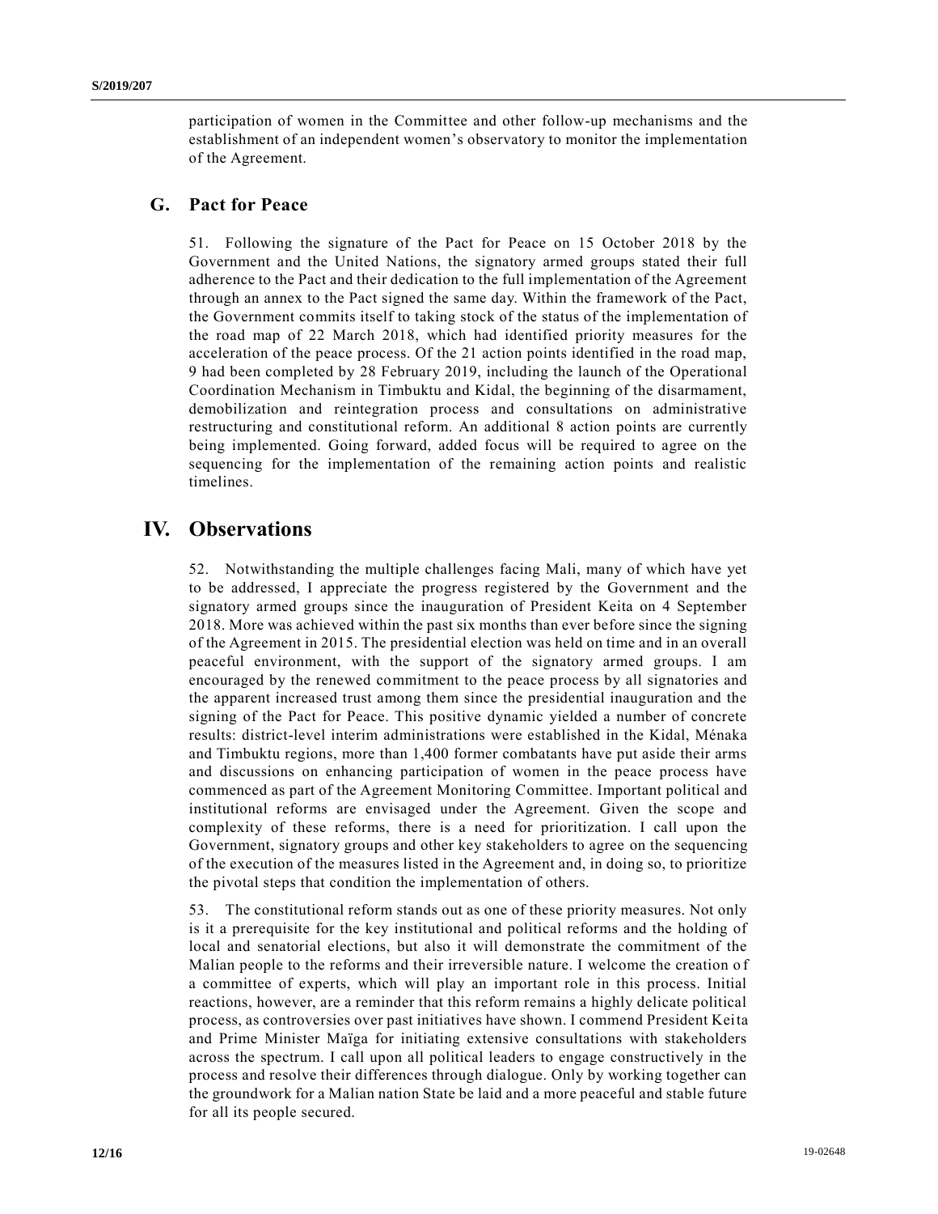participation of women in the Committee and other follow-up mechanisms and the establishment of an independent women's observatory to monitor the implementation of the Agreement.

### G. Pact for Peace

51. Following the signature of the Pact for Peace on 15 October 2018 by the Government and the United Nations, the signatory armed groups stated their full adherence to the Pact and their dedication to the full implementation of the Agreement through an annex to the Pact signed the same day. Within the framework of the Pact, the Government commits itself to taking stock of the status of the implementation of the road map of 22 March 2018, which had identified priority measures for the acceleration of the peace process. Of the 21 action points identified in the road map, 9 had been completed by 28 February 2019, including the launch of the Operational Coordination Mechanism in Timbuktu and Kidal, the beginning of the disarmament, demobilization and reintegration process and consultations on administrative restructuring and constitutional reform. An additional 8 action points are currently being implemented. Going forward, added focus will be required to agree on the sequencing for the implementation of the remaining action points and realistic timelines.

## IV. Observations

52. Notwithstanding the multiple challenges facing Mali, many of which have yet to be addressed, I appreciate the progress registered by the Government and the signatory armed groups since the inauguration of President Keita on 4 September 2018. More was achieved within the past six months than ever before since the signing of the Agreement in 2015. The presidential election was held on time and in an overall peaceful environment, with the support of the signatory armed groups. I am encouraged by the renewed commitment to the peace process by all signatories and the apparent increased trust among them since the presidential inauguration and the signing of the Pact for Peace. This positive dynamic yielded a number of concrete results: district-level interim administrations were established in the Kidal, Ménaka and Timbuktu regions, more than 1,400 former combatants have put aside their arms and discussions on enhancing participation of women in the peace process have commenced as part of the Agreement Monitoring Committee. Important political and institutional reforms are envisaged under the Agreement. Given the scope and complexity of these reforms, there is a need for prioritization. I call upon the Government, signatory groups and other key stakeholders to agree on the sequencing of the execution of the measures listed in the Agreement and, in doing so, to prioritize the pivotal steps that condition the implementation of others.

53. The constitutional reform stands out as one of these priority measures. Not only is it a prerequisite for the key institutional and political reforms and the holding of local and senatorial elections, but also it will demonstrate the commitment of the Malian people to the reforms and their irreversible nature. I welcome the creation of a committee of experts, which will play an important role in this process. Initial reactions, however, are a reminder that this reform remains a highly delicate political process, as controversies over past initiatives have shown. I commend President Keita and Prime Minister Maïga for initiating extensive consultations with stakeholders across the spectrum. I call upon all political leaders to engage constructively in the process and resolve their differences through dialogue. Only by working together can the groundwork for a Malian nation State be laid and a more peaceful and stable future for all its people secured.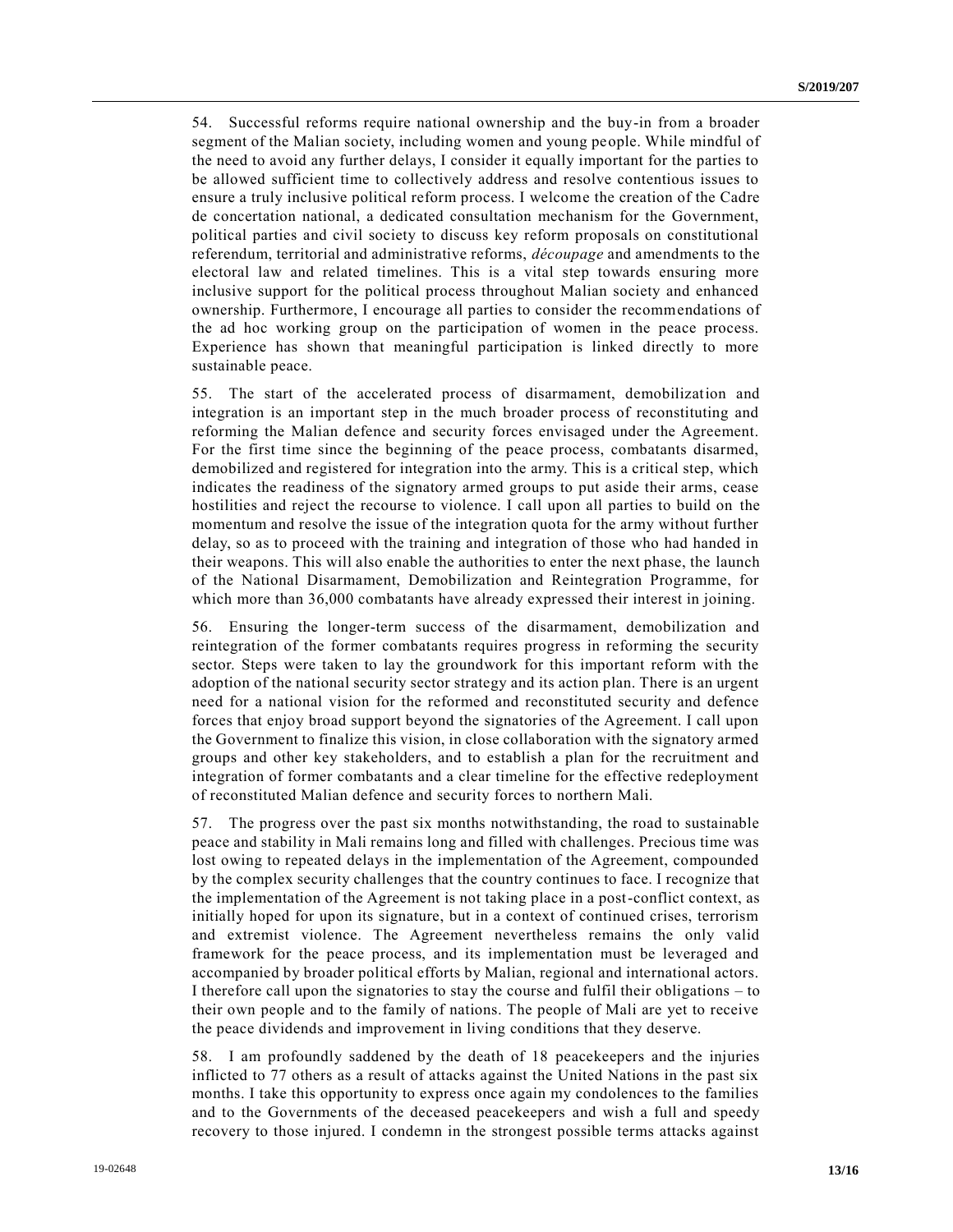54. Successful reforms require national ownership and the buy-in from a broader segment of the Malian society, including women and young people. While mindful of the need to avoid any further delays, I consider it equally important for the parties to be allowed sufficient time to collectively address and resolve contentious issues to ensure a truly inclusive political reform process. I welcome the creation of the Cadre de concertation national, a dedicated consultation mechanism for the Government, political parties and civil society to discuss key reform proposals on constitutional referendum, territorial and administrative reforms, *découpage* and amendments to the electoral law and related timelines. This is a vital step towards ensuring more inclusive support for the political process throughout Malian society and enhanced ownership. Furthermore, I encourage all parties to consider the recommendations of the ad hoc working group on the participation of women in the peace process. Experience has shown that meaningful participation is linked directly to more sustainable peace.

55. The start of the accelerated process of disarmament, demobilization and integration is an important step in the much broader process of reconstituting and reforming the Malian defence and security forces envisaged under the Agreement. For the first time since the beginning of the peace process, combatants disarmed, demobilized and registered for integration into the army. This is a critical step, which indicates the readiness of the signatory armed groups to put aside their arms, cease hostilities and reject the recourse to violence. I call upon all parties to build on the momentum and resolve the issue of the integration quota for the army without further delay, so as to proceed with the training and integration of those who had handed in their weapons. This will also enable the authorities to enter the next phase, the launch of the National Disarmament, Demobilization and Reintegration Programme, for which more than 36,000 combatants have already expressed their interest in joining.

56. Ensuring the longer-term success of the disarmament, demobilization and reintegration of the former combatants requires progress in reforming the security sector. Steps were taken to lay the groundwork for this important reform with the adoption of the national security sector strategy and its action plan. There is an urgent need for a national vision for the reformed and reconstituted security and defence forces that enjoy broad support beyond the signatories of the Agreement. I call upon the Government to finalize this vision, in close collaboration with the signatory armed groups and other key stakeholders, and to establish a plan for the recruitment and integration of former combatants and a clear timeline for the effective redeployment of reconstituted Malian defence and security forces to northern Mali.

57. The progress over the past six months notwithstanding, the road to sustainable peace and stability in Mali remains long and filled with challenges. Precious time was lost owing to repeated delays in the implementation of the Agreement, compounded by the complex security challenges that the country continues to face. I recognize that the implementation of the Agreement is not taking place in a post-conflict context, as initially hoped for upon its signature, but in a context of continued crises, terrorism and extremist violence. The Agreement nevertheless remains the only valid framework for the peace process, and its implementation must be leveraged and accompanied by broader political efforts by Malian, regional and international actors. I therefore call upon the signatories to stay the course and fulfil their obligations – to their own people and to the family of nations. The people of Mali are yet to receive the peace dividends and improvement in living conditions that they deserve.

58. I am profoundly saddened by the death of 18 peacekeepers and the injuries inflicted to 77 others as a result of attacks against the United Nations in the past six months. I take this opportunity to express once again my condolences to the families and to the Governments of the deceased peacekeepers and wish a full and speedy recovery to those injured. I condemn in the strongest possible terms attacks against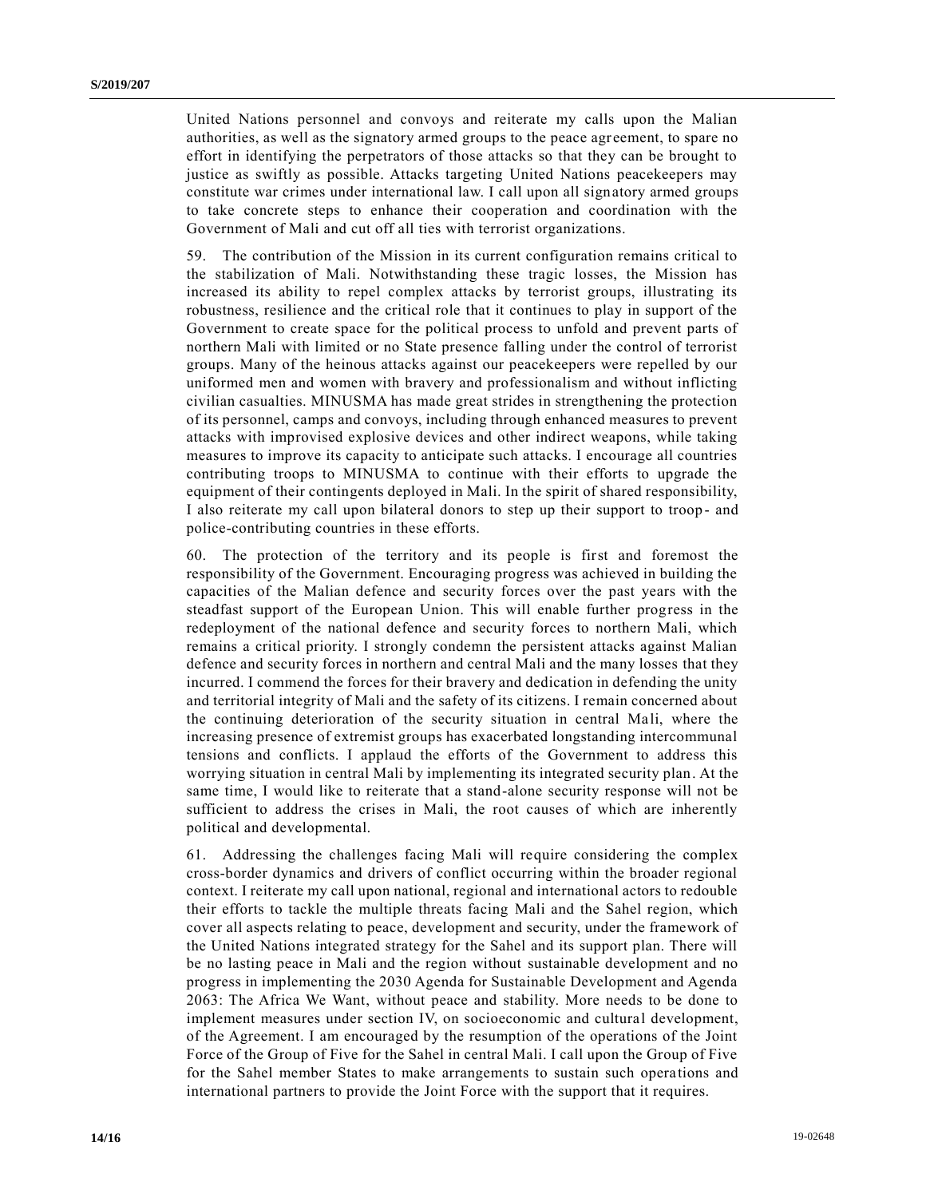United Nations personnel and convoys and reiterate my calls upon the Malian authorities, as well as the signatory armed groups to the peace agreement, to spare no effort in identifying the perpetrators of those attacks so that they can be brought to justice as swiftly as possible. Attacks targeting United Nations peacekeepers may constitute war crimes under international law. I call upon all signatory armed groups to take concrete steps to enhance their cooperation and coordination with the Government of Mali and cut off all ties with terrorist organizations.

59. The contribution of the Mission in its current configuration remains critical to the stabilization of Mali. Notwithstanding these tragic losses, the Mission has increased its ability to repel complex attacks by terrorist groups, illustrating its robustness, resilience and the critical role that it continues to play in support of the Government to create space for the political process to unfold and prevent parts of northern Mali with limited or no State presence falling under the control of terrorist groups. Many of the heinous attacks against our peacekeepers were repelled by our uniformed men and women with bravery and professionalism and without inflicting civilian casualties. MINUSMA has made great strides in strengthening the protection of its personnel, camps and convoys, including through enhanced measures to prevent attacks with improvised explosive devices and other indirect weapons, while taking measures to improve its capacity to anticipate such attacks. I encourage all countries contributing troops to MINUSMA to continue with their efforts to upgrade the equipment of their contingents deployed in Mali. In the spirit of shared responsibility, I also reiterate my call upon bilateral donors to step up their support to troop- and police-contributing countries in these efforts.

60. The protection of the territory and its people is first and foremost the responsibility of the Government. Encouraging progress was achieved in building the capacities of the Malian defence and security forces over the past years with the steadfast support of the European Union. This will enable further progress in the redeployment of the national defence and security forces to northern Mali, which remains a critical priority. I strongly condemn the persistent attacks against Malian defence and security forces in northern and central Mali and the many losses that they incurred. I commend the forces for their bravery and dedication in defending the unity and territorial integrity of Mali and the safety of its citizens. I remain concerned about the continuing deterioration of the security situation in central Mali, where the increasing presence of extremist groups has exacerbated longstanding intercommunal tensions and conflicts. I applaud the efforts of the Government to address this worrying situation in central Mali by implementing its integrated security plan. At the same time, I would like to reiterate that a stand-alone security response will not be sufficient to address the crises in Mali, the root causes of which are inherently political and developmental.

61. Addressing the challenges facing Mali will require considering the complex cross-border dynamics and drivers of conflict occurring within the broader regional context. I reiterate my call upon national, regional and international actors to redouble their efforts to tackle the multiple threats facing Mali and the Sahel region, which cover all aspects relating to peace, development and security, under the framework of the United Nations integrated strategy for the Sahel and its support plan. There will be no lasting peace in Mali and the region without sustainable development and no progress in implementing the 2030 Agenda for Sustainable Development and Agenda 2063: The Africa We Want, without peace and stability. More needs to be done to implement measures under section IV, on socioeconomic and cultural development, of the Agreement. I am encouraged by the resumption of the operations of the Joint Force of the Group of Five for the Sahel in central Mali. I call upon the Group of Five for the Sahel member States to make arrangements to sustain such operations and international partners to provide the Joint Force with the support that it requires.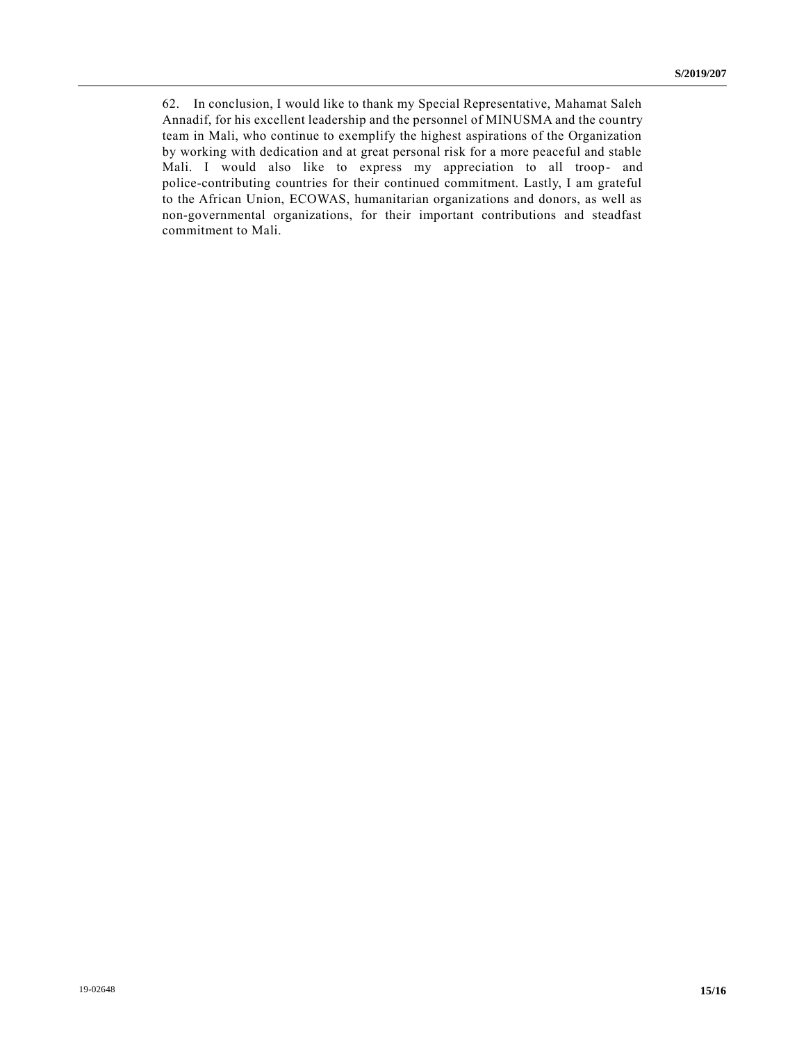62. In conclusion, I would like to thank my Special Representative, Mahamat Saleh Annadif, for his excellent leadership and the personnel of MINUSMA and the country team in Mali, who continue to exemplify the highest aspirations of the Organization by working with dedication and at great personal risk for a more peaceful and stable Mali. I would also like to express my appreciation to all troop- and police-contributing countries for their continued commitment. Lastly, I am grateful to the African Union, ECOWAS, humanitarian organizations and donors, as well as non-governmental organizations, for their important contributions and steadfast commitment to Mali.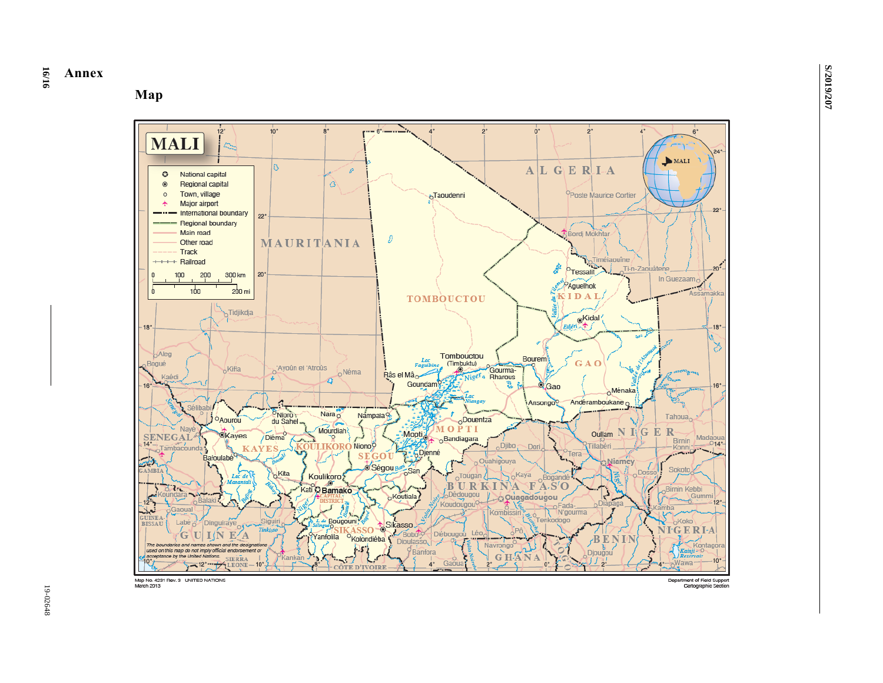# Annex

## Map

MALI

National capital
Regional capital
Town, village
Major airport
International boundary
Regional boundary
Main road
Other road
Track
Railroad

0 100 200 300 km
0 100 200 mi

ALGERIA
MAURITANIA
TOMBOUCTOU
KIDAL
GAO
MOPTI
KAYES
KOULIKORO
SEGOU
SIKASSO
CAPITAL DISTRICT
SENEGAL
GAMBIA
GUINEA-BISSAU
GUINEA
SIERRA LEONE
CÔTE D'IVOIRE
BURKINA FASO
GHANA
TOGO
BENIN
NIGER
NIGERIA

Taoudenni
Poste Maurice Cortier
Bordj Mokhtar
Timéiaouine
Tessalit
Ti-n-Zaouâtene
In Guezzam
Assamakka
Aguelhok
Kidal
Tidjikdja
Aleg
Bogué
Kaédi
Kiffa
'Ayoûn el 'Atroûs
Néma
Tombouctou (Timbuktu)
Râs el Mâ
Goundam
Gourma-Rharous
Bourem
Gao
Ansongo
Ménaka
Andéramboukane
Sélibabi
Aourou
Nioro du Sahel
Nara
Nampala
Douentza
Mopti
Bandiagara
Djenné
Niono
Diéma
Kayes
Mourdiah
Ségou
San
Tambacounda
Bafoulabé
Kita
Koulikoro
Kati
Bamako
Koutiala
Koundara
Balaki
Gaoual
Labé
Dinguiraye
Siguiri
Bougouni
Sikasso
Yanfolila
Kolondiéba
Kankan
Bobo-Dioulasso
Banfora
Dédougou
Koudougou
Ouagadougou
Tougan
Ouahigouya
Djibo
Dori
Kaya
Bogandé
Fada-N'gourma
Kombissiri
Tenkodogo
Diapaga
Pô
Léo
Navrongo
Gaoua
Djougou
Tera
Tillabéri
Niamey
Oullam
Tahoua
Birnin Konni
Madaoua
Dosso
Sokoto
Birnin Kebbi
Gummi
Kamba
Koko
Kontagora
Kainji Reservoir
Wawa

Lac Faguibine
Lac Niangay
Niger
Sénégal
Bani
Vallée du Tilemsi
Vallée de l'Azaouak
Lac de Manantali
Bakoy
Bafing
Baoulé
L. de Sélingué
Tinkisso
Volta Noire
Volta Blanche
Volta Rouge
Adrar des Ifôghas

The boundaries and names shown and the designations used on this map do not imply official endorsement or acceptance by the United Nations.

Map No. 4231 Rev. 3 UNITED NATIONS
March 2013

Department of Field Support
Cartographic Section